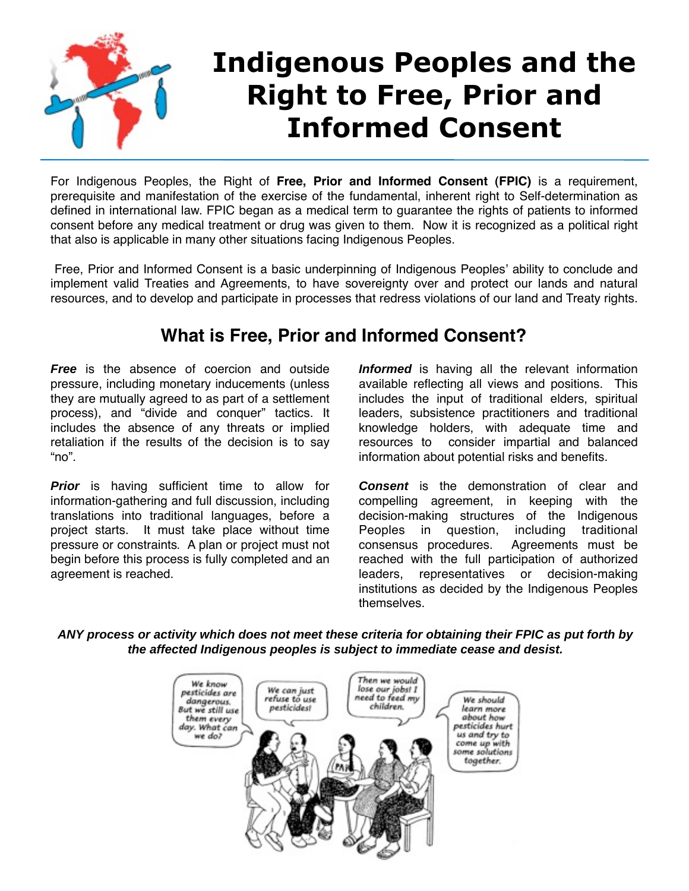# Indigenous Peoples and the Right to Free, Prior and Informed Consent

For Indigenous Peoples, the Right of **Free, Prior and Informed Consent (FPIC)** is a requirement, prerequisite and manifestation of the exercise of the fundamental, inherent right to Self-determination as defined in international law. FPIC began as a medical term to guarantee the rights of patients to informed consent before any medical treatment or drug was given to them. Now it is recognized as a political right that also is applicable in many other situations facing Indigenous Peoples.

Free, Prior and Informed Consent is a basic underpinning of Indigenous Peoples' ability to conclude and implement valid Treaties and Agreements, to have sovereignty over and protect our lands and natural resources, and to develop and participate in processes that redress violations of our land and Treaty rights.

## What is Free, Prior and Informed Consent?

***Free*** is the absence of coercion and outside pressure, including monetary inducements (unless they are mutually agreed to as part of a settlement process), and "divide and conquer" tactics. It includes the absence of any threats or implied retaliation if the results of the decision is to say "no".

***Prior*** is having sufficient time to allow for information-gathering and full discussion, including translations into traditional languages, before a project starts. It must take place without time pressure or constraints. A plan or project must not begin before this process is fully completed and an agreement is reached.

***Informed*** is having all the relevant information available reflecting all views and positions. This includes the input of traditional elders, spiritual leaders, subsistence practitioners and traditional knowledge holders, with adequate time and resources to consider impartial and balanced information about potential risks and benefits.

***Consent*** is the demonstration of clear and compelling agreement, in keeping with the decision-making structures of the Indigenous Peoples in question, including traditional consensus procedures. Agreements must be reached with the full participation of authorized leaders, representatives or decision-making institutions as decided by the Indigenous Peoples themselves.

***ANY process or activity which does not meet these criteria for obtaining their FPIC as put forth by the affected Indigenous peoples is subject to immediate cease and desist.***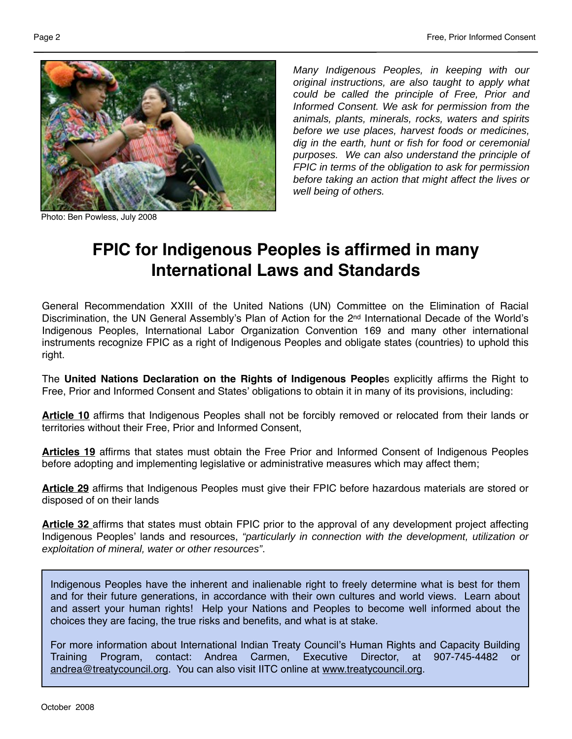Photo: Ben Powless, July 2008

*Many Indigenous Peoples, in keeping with our original instructions, are also taught to apply what could be called the principle of Free, Prior and Informed Consent. We ask for permission from the animals, plants, minerals, rocks, waters and spirits before we use places, harvest foods or medicines, dig in the earth, hunt or fish for food or ceremonial purposes. We can also understand the principle of FPIC in terms of the obligation to ask for permission before taking an action that might affect the lives or well being of others.*

# FPIC for Indigenous Peoples is affirmed in many International Laws and Standards

General Recommendation XXIII of the United Nations (UN) Committee on the Elimination of Racial Discrimination, the UN General Assembly's Plan of Action for the 2nd International Decade of the World's Indigenous Peoples, International Labor Organization Convention 169 and many other international instruments recognize FPIC as a right of Indigenous Peoples and obligate states (countries) to uphold this right.

The **United Nations Declaration on the Rights of Indigenous People**s explicitly affirms the Right to Free, Prior and Informed Consent and States' obligations to obtain it in many of its provisions, including:

**Article 10** affirms that Indigenous Peoples shall not be forcibly removed or relocated from their lands or territories without their Free, Prior and Informed Consent,

**Articles 19** affirms that states must obtain the Free Prior and Informed Consent of Indigenous Peoples before adopting and implementing legislative or administrative measures which may affect them;

**Article 29** affirms that Indigenous Peoples must give their FPIC before hazardous materials are stored or disposed of on their lands

**Article 32** affirms that states must obtain FPIC prior to the approval of any development project affecting Indigenous Peoples' lands and resources, *"particularly in connection with the development, utilization or exploitation of mineral, water or other resources"*.

Indigenous Peoples have the inherent and inalienable right to freely determine what is best for them and for their future generations, in accordance with their own cultures and world views. Learn about and assert your human rights! Help your Nations and Peoples to become well informed about the choices they are facing, the true risks and benefits, and what is at stake.

For more information about International Indian Treaty Council's Human Rights and Capacity Building Training Program, contact: Andrea Carmen, Executive Director, at 907-745-4482 or andrea@treatycouncil.org. You can also visit IITC online at www.treatycouncil.org.

October 2008